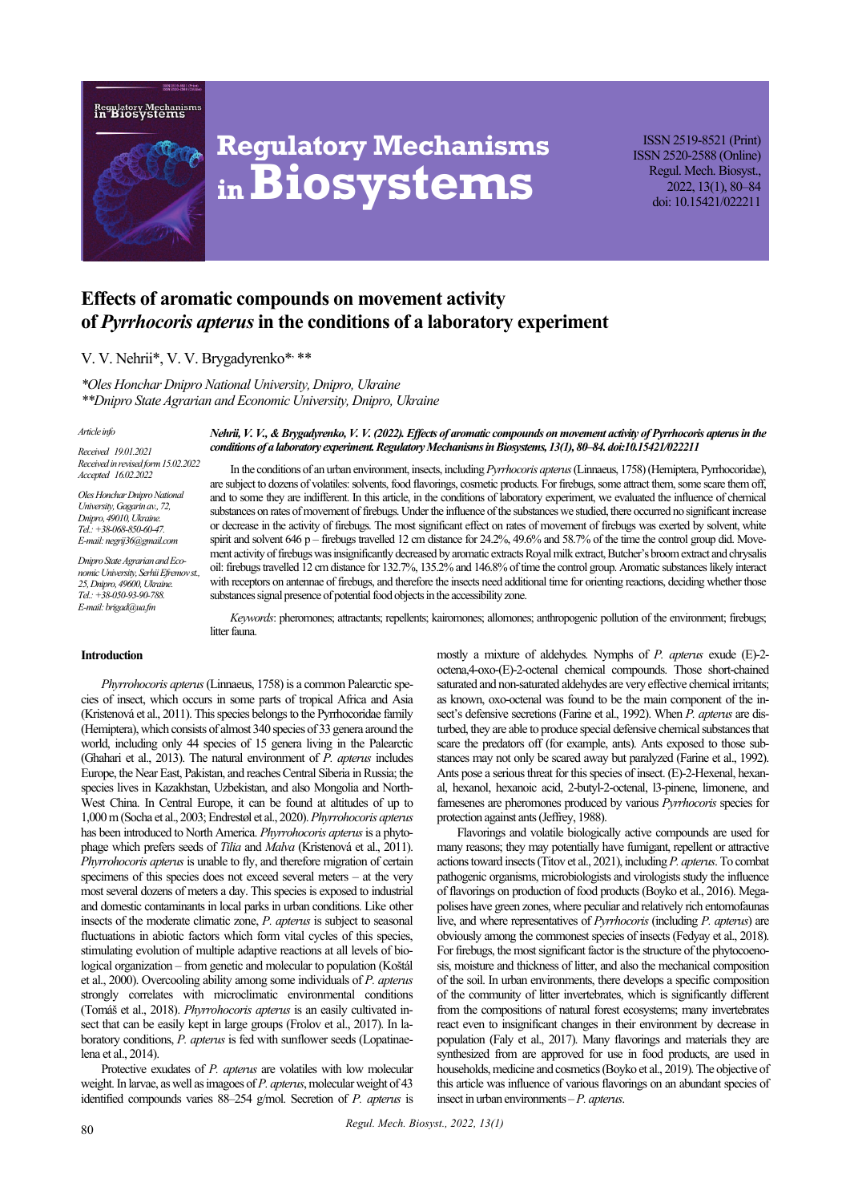ISSN 2519-8521 (Print)
ISSN 2520-2588 (Online)
Regul. Mech. Biosyst.,
2022, 13(1), 80–84
doi: 10.15421/022211

# Effects of aromatic compounds on movement activity of *Pyrrhocoris apterus* in the conditions of a laboratory experiment

V. V. Nehrii*, V. V. Brygadyrenko*, **

*\*Oles Honchar Dnipro National University, Dnipro, Ukraine*
*\*\*Dnipro State Agrarian and Economic University, Dnipro, Ukraine*

*Article info*

*Received 19.01.2021*
*Received in revised form 15.02.2022*
*Accepted 16.02.2022*

*Oles Honchar Dnipro National University, Gagarin av., 72, Dnipro, 49010, Ukraine. Tel.: +38-068-850-60-47. E-mail: negrij36@gmail.com*

*Dnipro State Agrarian and Economic University, Serhii Efremov st., 25, Dnipro, 49600, Ukraine. Tel.: +38-050-93-90-788. E-mail: brigad@ua.fm*

***Nehrii, V. V., & Brygadyrenko, V. V. (2022). Effects of aromatic compounds on movement activity of Pyrrhocoris apterus in the conditions of a laboratory experiment. Regulatory Mechanisms in Biosystems, 13(1), 80–84. doi:10.15421/022211***

In the conditions of an urban environment, insects, including *Pyrrhocoris apterus* (Linnaeus, 1758) (Hemiptera, Pyrrhocoridae), are subject to dozens of volatiles: solvents, food flavorings, cosmetic products. For firebugs, some attract them, some scare them off, and to some they are indifferent. In this article, in the conditions of laboratory experiment, we evaluated the influence of chemical substances on rates of movement of firebugs. Under the influence of the substances we studied, there occurred no significant increase or decrease in the activity of firebugs. The most significant effect on rates of movement of firebugs was exerted by solvent, white spirit and solvent 646 p – firebugs travelled 12 cm distance for 24.2%, 49.6% and 58.7% of the time the control group did. Movement activity of firebugs was insignificantly decreased by aromatic extracts Royal milk extract, Butcher's broom extract and chrysalis oil: firebugs travelled 12 cm distance for 132.7%, 135.2% and 146.8% of time the control group. Aromatic substances likely interact with receptors on antennae of firebugs, and therefore the insects need additional time for orienting reactions, deciding whether those substances signal presence of potential food objects in the accessibility zone.

*Keywords*: pheromones; attractants; repellents; kairomones; allomones; anthropogenic pollution of the environment; firebugs; litter fauna.

## Introduction

*Phyrrohocoris apterus* (Linnaeus, 1758) is a common Palearctic species of insect, which occurs in some parts of tropical Africa and Asia (Kristenová et al., 2011). This species belongs to the Pyrrhocoridae family (Hemiptera), which consists of almost 340 species of 33 genera around the world, including only 44 species of 15 genera living in the Palearctic (Ghahari et al., 2013). The natural environment of *P. apterus* includes Europe, the Near East, Pakistan, and reaches Central Siberia in Russia; the species lives in Kazakhstan, Uzbekistan, and also Mongolia and North-West China. In Central Europe, it can be found at altitudes of up to 1,000 m (Socha et al., 2003; Endrestøl et al., 2020). *Phyrrohocoris apterus* has been introduced to North America. *Phyrrohocoris apterus* is a phytophage which prefers seeds of *Tilia* and *Malva* (Kristenová et al., 2011). *Phyrrohocoris apterus* is unable to fly, and therefore migration of certain specimens of this species does not exceed several meters – at the very most several dozens of meters a day. This species is exposed to industrial and domestic contaminants in local parks in urban conditions. Like other insects of the moderate climatic zone, *P. apterus* is subject to seasonal fluctuations in abiotic factors which form vital cycles of this species, stimulating evolution of multiple adaptive reactions at all levels of biological organization – from genetic and molecular to population (Košťál et al., 2000). Overcooling ability among some individuals of *P. apterus* strongly correlates with microclimatic environmental conditions (Tomáš et al., 2018). *Phyrrohocoris apterus* is an easily cultivated insect that can be easily kept in large groups (Frolov et al., 2017). In laboratory conditions, *P. apterus* is fed with sunflower seeds (Lopatinaelena et al., 2014).

Protective exudates of *P. apterus* are volatiles with low molecular weight. In larvae, as well as imagoes of *P. apterus*, molecular weight of 43 identified compounds varies 88–254 g/mol. Secretion of *P. apterus* is mostly a mixture of aldehydes. Nymphs of *P. apterus* exude (E)-2-octena,4-oxo-(E)-2-octenal chemical compounds. Those short-chained saturated and non-saturated aldehydes are very effective chemical irritants; as known, oxo-octenal was found to be the main component of the insect's defensive secretions (Farine et al., 1992). When *P. apterus* are disturbed, they are able to produce special defensive chemical substances that scare the predators off (for example, ants). Ants exposed to those substances may not only be scared away but paralyzed (Farine et al., 1992). Ants pose a serious threat for this species of insect. (E)-2-Hexenal, hexanal, hexanol, hexanoic acid, 2-butyl-2-octenal, 13-pinene, limonene, and famesenes are pheromones produced by various *Pyrrhocoris* species for protection against ants (Jeffrey, 1988).

Flavorings and volatile biologically active compounds are used for many reasons; they may potentially have fumigant, repellent or attractive actions toward insects (Titov et al., 2021), including *P. apterus*. To combat pathogenic organisms, microbiologists and virologists study the influence of flavorings on production of food products (Boyko et al., 2016). Megapolises have green zones, where peculiar and relatively rich entomofaunas live, and where representatives of *Pyrrhocoris* (including *P. apterus*) are obviously among the commonest species of insects (Fedyay et al., 2018). For firebugs, the most significant factor is the structure of the phytocoenosis, moisture and thickness of litter, and also the mechanical composition of the soil. In urban environments, there develops a specific composition of the community of litter invertebrates, which is significantly different from the compositions of natural forest ecosystems; many invertebrates react even to insignificant changes in their environment by decrease in population (Faly et al., 2017). Many flavorings and materials they are synthesized from are approved for use in food products, are used in households, medicine and cosmetics (Boyko et al., 2019). The objective of this article was influence of various flavorings on an abundant species of insect in urban environments – *P. apterus*.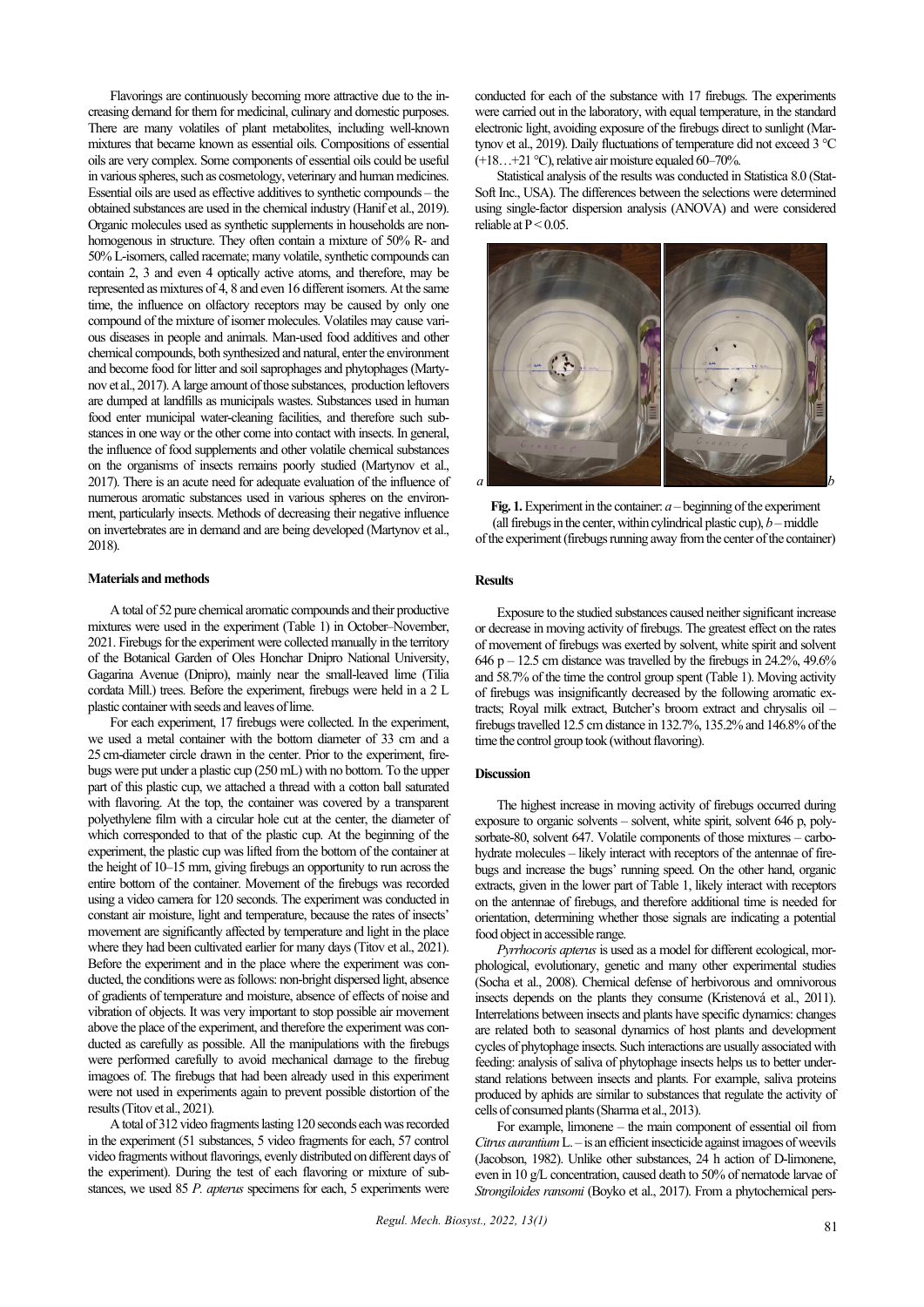Flavorings are continuously becoming more attractive due to the increasing demand for them for medicinal, culinary and domestic purposes. There are many volatiles of plant metabolites, including well-known mixtures that became known as essential oils. Compositions of essential oils are very complex. Some components of essential oils could be useful in various spheres, such as cosmetology, veterinary and human medicines. Essential oils are used as effective additives to synthetic compounds – the obtained substances are used in the chemical industry (Hanif et al., 2019). Organic molecules used as synthetic supplements in households are nonhomogenous in structure. They often contain a mixture of 50% R- and 50% L-isomers, called racemate; many volatile, synthetic compounds can contain 2, 3 and even 4 optically active atoms, and therefore, may be represented as mixtures of 4, 8 and even 16 different isomers. At the same time, the influence on olfactory receptors may be caused by only one compound of the mixture of isomer molecules. Volatiles may cause various diseases in people and animals. Man-used food additives and other chemical compounds, both synthesized and natural, enter the environment and become food for litter and soil saprophages and phytophages (Martynov et al., 2017). A large amount of those substances, production leftovers are dumped at landfills as municipals wastes. Substances used in human food enter municipal water-cleaning facilities, and therefore such substances in one way or the other come into contact with insects. In general, the influence of food supplements and other volatile chemical substances on the organisms of insects remains poorly studied (Martynov et al., 2017). There is an acute need for adequate evaluation of the influence of numerous aromatic substances used in various spheres on the environment, particularly insects. Methods of decreasing their negative influence on invertebrates are in demand and are being developed (Martynov et al., 2018).

## Materials and methods

A total of 52 pure chemical aromatic compounds and their productive mixtures were used in the experiment (Table 1) in October–November, 2021. Firebugs for the experiment were collected manually in the territory of the Botanical Garden of Oles Honchar Dnipro National University, Gagarina Avenue (Dnipro), mainly near the small-leaved lime (Tilia cordata Mill.) trees. Before the experiment, firebugs were held in a 2 L plastic container with seeds and leaves of lime.

For each experiment, 17 firebugs were collected. In the experiment, we used a metal container with the bottom diameter of 33 cm and a 25 cm-diameter circle drawn in the center. Prior to the experiment, firebugs were put under a plastic cup (250 mL) with no bottom. To the upper part of this plastic cup, we attached a thread with a cotton ball saturated with flavoring. At the top, the container was covered by a transparent polyethylene film with a circular hole cut at the center, the diameter of which corresponded to that of the plastic cup. At the beginning of the experiment, the plastic cup was lifted from the bottom of the container at the height of 10–15 mm, giving firebugs an opportunity to run across the entire bottom of the container. Movement of the firebugs was recorded using a video camera for 120 seconds. The experiment was conducted in constant air moisture, light and temperature, because the rates of insects' movement are significantly affected by temperature and light in the place where they had been cultivated earlier for many days (Titov et al., 2021). Before the experiment and in the place where the experiment was conducted, the conditions were as follows: non-bright dispersed light, absence of gradients of temperature and moisture, absence of effects of noise and vibration of objects. It was very important to stop possible air movement above the place of the experiment, and therefore the experiment was conducted as carefully as possible. All the manipulations with the firebugs were performed carefully to avoid mechanical damage to the firebug imagoes of. The firebugs that had been already used in this experiment were not used in experiments again to prevent possible distortion of the results (Titov et al., 2021).

A total of 312 video fragments lasting 120 seconds each was recorded in the experiment (51 substances, 5 video fragments for each, 57 control video fragments without flavorings, evenly distributed on different days of the experiment). During the test of each flavoring or mixture of substances, we used 85 *P. apterus* specimens for each, 5 experiments were conducted for each of the substance with 17 firebugs. The experiments were carried out in the laboratory, with equal temperature, in the standard electronic light, avoiding exposure of the firebugs direct to sunlight (Martynov et al., 2019). Daily fluctuations of temperature did not exceed 3 °C (+18…+21 °C), relative air moisture equaled 60–70%.

Statistical analysis of the results was conducted in Statistica 8.0 (StatSoft Inc., USA). The differences between the selections were determined using single-factor dispersion analysis (ANOVA) and were considered reliable at $P < 0.05$.

**Fig. 1.** Experiment in the container: *a* – beginning of the experiment (all firebugs in the center, within cylindrical plastic cup), *b* – middle of the experiment (firebugs running away from the center of the container)

## Results

Exposure to the studied substances caused neither significant increase or decrease in moving activity of firebugs. The greatest effect on the rates of movement of firebugs was exerted by solvent, white spirit and solvent 646 p – 12.5 cm distance was travelled by the firebugs in 24.2%, 49.6% and 58.7% of the time the control group spent (Table 1). Moving activity of firebugs was insignificantly decreased by the following aromatic extracts; Royal milk extract, Butcher's broom extract and chrysalis oil – firebugs travelled 12.5 cm distance in 132.7%, 135.2% and 146.8% of the time the control group took (without flavoring).

## Discussion

The highest increase in moving activity of firebugs occurred during exposure to organic solvents – solvent, white spirit, solvent 646 p, polysorbate-80, solvent 647. Volatile components of those mixtures – carbohydrate molecules – likely interact with receptors of the antennae of firebugs and increase the bugs' running speed. On the other hand, organic extracts, given in the lower part of Table 1, likely interact with receptors on the antennae of firebugs, and therefore additional time is needed for orientation, determining whether those signals are indicating a potential food object in accessible range.

*Pyrrhocoris apterus* is used as a model for different ecological, morphological, evolutionary, genetic and many other experimental studies (Socha et al., 2008). Chemical defense of herbivorous and omnivorous insects depends on the plants they consume (Kristenová et al., 2011). Interrelations between insects and plants have specific dynamics: changes are related both to seasonal dynamics of host plants and development cycles of phytophage insects. Such interactions are usually associated with feeding: analysis of saliva of phytophage insects helps us to better understand relations between insects and plants. For example, saliva proteins produced by aphids are similar to substances that regulate the activity of cells of consumed plants (Sharma et al., 2013).

For example, limonene – the main component of essential oil from *Citrus aurantium* L. – is an efficient insecticide against imagoes of weevils (Jacobson, 1982). Unlike other substances, 24 h action of D-limonene, even in 10 g/L concentration, caused death to 50% of nematode larvae of *Strongiloides ransomi* (Boyko et al., 2017). From a phytochemical pers-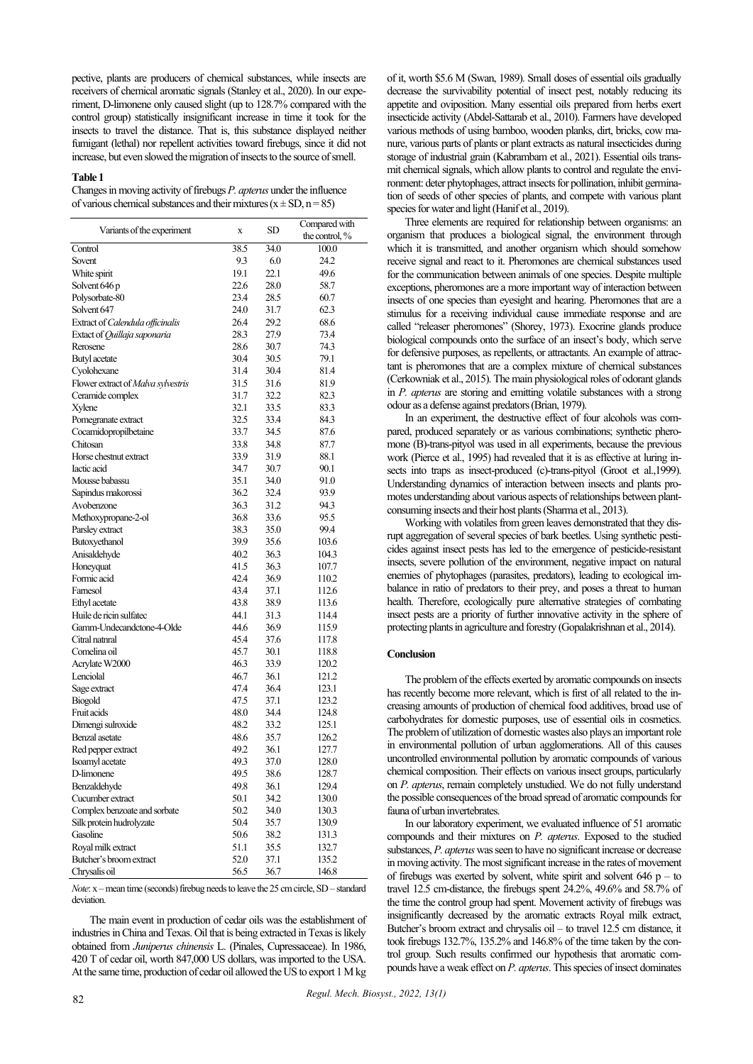pective, plants are producers of chemical substances, while insects are receivers of chemical aromatic signals (Stanley et al., 2020). In our experiment, D-limonene only caused slight (up to 128.7% compared with the control group) statistically insignificant increase in time it took for the insects to travel the distance. That is, this substance displayed neither fumigant (lethal) nor repellent activities toward firebugs, since it did not increase, but even slowed the migration of insects to the source of smell.

**Table 1**

Changes in moving activity of firebugs *P. apterus* under the influence of various chemical substances and their mixtures (x ± SD, n = 85)

| Variants of the experiment | x | SD | Compared with the control, % |
|---|---|---|---|
| Control | 38.5 | 34.0 | 100.0 |
| Sovent | 9.3 | 6.0 | 24.2 |
| White spirit | 19.1 | 22.1 | 49.6 |
| Solvent 646 p | 22.6 | 28.0 | 58.7 |
| Polysorbate-80 | 23.4 | 28.5 | 60.7 |
| Solvent 647 | 24.0 | 31.7 | 62.3 |
| Extract of *Calendula officinalis* | 26.4 | 29.2 | 68.6 |
| Extact of *Quillaja saponaria* | 28.3 | 27.9 | 73.4 |
| Rerosene | 28.6 | 30.7 | 74.3 |
| Butyl acetate | 30.4 | 30.5 | 79.1 |
| Cyolohexane | 31.4 | 30.4 | 81.4 |
| Flower extract of *Malva sylvestris* | 31.5 | 31.6 | 81.9 |
| Ceramide complex | 31.7 | 32.2 | 82.3 |
| Xylene | 32.1 | 33.5 | 83.3 |
| Pomegranate extract | 32.5 | 33.4 | 84.3 |
| Cocamidopropilbetaine | 33.7 | 34.5 | 87.6 |
| Chitosan | 33.8 | 34.8 | 87.7 |
| Horse chestnut extract | 33.9 | 31.9 | 88.1 |
| Iactic acid | 34.7 | 30.7 | 90.1 |
| Mousse babassu | 35.1 | 34.0 | 91.0 |
| Sapindus makorossi | 36.2 | 32.4 | 93.9 |
| Avobenzone | 36.3 | 31.2 | 94.3 |
| Methoxypropane-2-ol | 36.8 | 33.6 | 95.5 |
| Parsley extract | 38.3 | 35.0 | 99.4 |
| Butoxyethanol | 39.9 | 35.6 | 103.6 |
| Anisaldehyde | 40.2 | 36.3 | 104.3 |
| Honeyquat | 41.5 | 36.3 | 107.7 |
| Formic acid | 42.4 | 36.9 | 110.2 |
| Farnesol | 43.4 | 37.1 | 112.6 |
| Ethyl acetate | 43.8 | 38.9 | 113.6 |
| Huile de ricin sulfatec | 44.1 | 31.3 | 114.4 |
| Gamm-Undecandctone-4-Olde | 44.6 | 36.9 | 115.9 |
| Citral natnral | 45.4 | 37.6 | 117.8 |
| Comelina oil | 45.7 | 30.1 | 118.8 |
| Acrylate W2000 | 46.3 | 33.9 | 120.2 |
| Lenciolal | 46.7 | 36.1 | 121.2 |
| Sage extract | 47.4 | 36.4 | 123.1 |
| Biogold | 47.5 | 37.1 | 123.2 |
| Fruit acids | 48.0 | 34.4 | 124.8 |
| Dimengi sulroxide | 48.2 | 33.2 | 125.1 |
| Benzal asetate | 48.6 | 35.7 | 126.2 |
| Red pepper extract | 49.2 | 36.1 | 127.7 |
| Isoamyl acetate | 49.3 | 37.0 | 128.0 |
| D-limonene | 49.5 | 38.6 | 128.7 |
| Benzaldehyde | 49.8 | 36.1 | 129.4 |
| Cucumber extract | 50.1 | 34.2 | 130.0 |
| Complex benzoate and sorbate | 50.2 | 34.0 | 130.3 |
| Silk protein hudrolyzate | 50.4 | 35.7 | 130.9 |
| Gasoline | 50.6 | 38.2 | 131.3 |
| Royal milk extract | 51.1 | 35.5 | 132.7 |
| Butcher's broom extract | 52.0 | 37.1 | 135.2 |
| Chrysalis oil | 56.5 | 36.7 | 146.8 |

*Note*: x – mean time (seconds) firebug needs to leave the 25 cm circle, SD – standard deviation.

The main event in production of cedar oils was the establishment of industries in China and Texas. Oil that is being extracted in Texas is likely obtained from *Juniperus chinensis* L. (Pinales, Cupressaceae). In 1986, 420 T of cedar oil, worth 847,000 US dollars, was imported to the USA. At the same time, production of cedar oil allowed the US to export 1 M kg of it, worth $5.6 M (Swan, 1989). Small doses of essential oils gradually decrease the survivability potential of insect pest, notably reducing its appetite and oviposition. Many essential oils prepared from herbs exert insecticide activity (Abdel-Sattarab et al., 2010). Farmers have developed various methods of using bamboo, wooden planks, dirt, bricks, cow manure, various parts of plants or plant extracts as natural insecticides during storage of industrial grain (Kabrambam et al., 2021). Essential oils transmit chemical signals, which allow plants to control and regulate the environment: deter phytophages, attract insects for pollination, inhibit germination of seeds of other species of plants, and compete with various plant species for water and light (Hanif et al., 2019).

Three elements are required for relationship between organisms: an organism that produces a biological signal, the environment through which it is transmitted, and another organism which should somehow receive signal and react to it. Pheromones are chemical substances used for the communication between animals of one species. Despite multiple exceptions, pheromones are a more important way of interaction between insects of one species than eyesight and hearing. Pheromones that are a stimulus for a receiving individual cause immediate response and are called "releaser pheromones" (Shorey, 1973). Exocrine glands produce biological compounds onto the surface of an insect's body, which serve for defensive purposes, as repellents, or attractants. An example of attractant is pheromones that are a complex mixture of chemical substances (Cerkowniak et al., 2015). The main physiological roles of odorant glands in *P. apterus* are storing and emitting volatile substances with a strong odour as a defense against predators (Brian, 1979).

In an experiment, the destructive effect of four alcohols was compared, produced separately or as various combinations; synthetic pheromone (B)-trans-pityol was used in all experiments, because the previous work (Pierce et al., 1995) had revealed that it is as effective at luring insects into traps as insect-produced (c)-trans-pityol (Groot et al.,1999). Understanding dynamics of interaction between insects and plants promotes understanding about various aspects of relationships between plant-consuming insects and their host plants (Sharma et al., 2013).

Working with volatiles from green leaves demonstrated that they disrupt aggregation of several species of bark beetles. Using synthetic pesticides against insect pests has led to the emergence of pesticide-resistant insects, severe pollution of the environment, negative impact on natural enemies of phytophages (parasites, predators), leading to ecological imbalance in ratio of predators to their prey, and poses a threat to human health. Therefore, ecologically pure alternative strategies of combating insect pests are a priority of further innovative activity in the sphere of protecting plants in agriculture and forestry (Gopalakrishnan et al., 2014).

## Conclusion

The problem of the effects exerted by aromatic compounds on insects has recently become more relevant, which is first of all related to the increasing amounts of production of chemical food additives, broad use of carbohydrates for domestic purposes, use of essential oils in cosmetics. The problem of utilization of domestic wastes also plays an important role in environmental pollution of urban agglomerations. All of this causes uncontrolled environmental pollution by aromatic compounds of various chemical composition. Their effects on various insect groups, particularly on *P. apterus*, remain completely unstudied. We do not fully understand the possible consequences of the broad spread of aromatic compounds for fauna of urban invertebrates.

In our laboratory experiment, we evaluated influence of 51 aromatic compounds and their mixtures on *P. apterus*. Exposed to the studied substances, *P. apterus* was seen to have no significant increase or decrease in moving activity. The most significant increase in the rates of movement of firebugs was exerted by solvent, white spirit and solvent 646 p – to travel 12.5 cm-distance, the firebugs spent 24.2%, 49.6% and 58.7% of the time the control group had spent. Movement activity of firebugs was insignificantly decreased by the aromatic extracts Royal milk extract, Butcher's broom extract and chrysalis oil – to travel 12.5 cm distance, it took firebugs 132.7%, 135.2% and 146.8% of the time taken by the control group. Such results confirmed our hypothesis that aromatic compounds have a weak effect on *P. apterus*. This species of insect dominates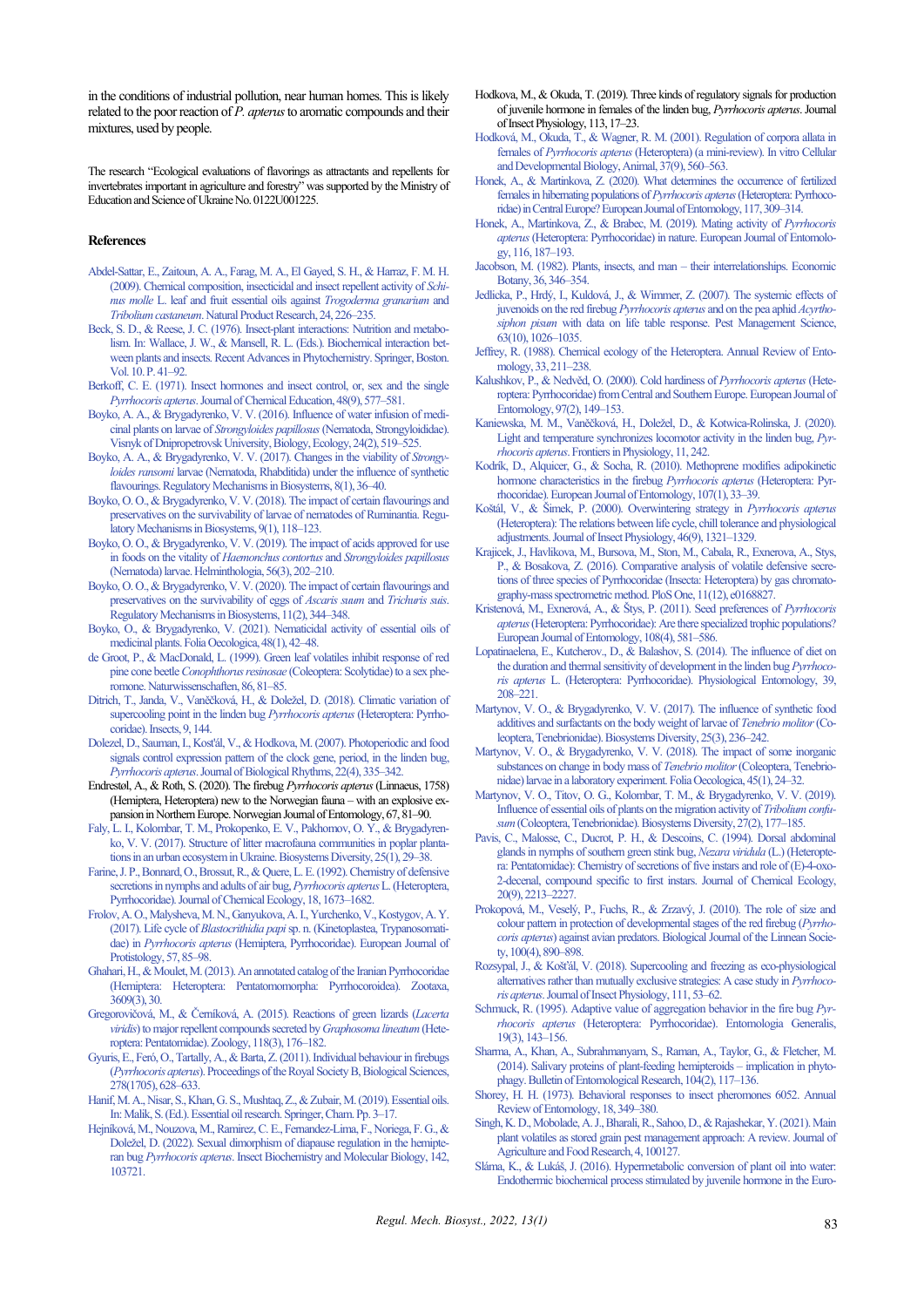in the conditions of industrial pollution, near human homes. This is likely related to the poor reaction of *P. apterus* to aromatic compounds and their mixtures, used by people.

The research "Ecological evaluations of flavorings as attractants and repellents for invertebrates important in agriculture and forestry" was supported by the Ministry of Education and Science of Ukraine No. 0122U001225.

## References

Abdel-Sattar, E., Zaitoun, A. A., Farag, M. A., El Gayed, S. H., & Harraz, F. M. H. (2009). Chemical composition, insecticidal and insect repellent activity of *Schinus molle* L. leaf and fruit essential oils against *Trogoderma granarium* and *Tribolium castaneum*. Natural Product Research, 24, 226–235.

Beck, S. D., & Reese, J. C. (1976). Insect-plant interactions: Nutrition and metabolism. In: Wallace, J. W., & Mansell, R. L. (Eds.). Biochemical interaction between plants and insects. Recent Advances in Phytochemistry. Springer, Boston. Vol. 10. P. 41–92.

Berkoff, C. E. (1971). Insect hormones and insect control, or, sex and the single *Pyrrhocoris apterus*. Journal of Chemical Education, 48(9), 577–581.

Boyko, A. A., & Brygadyrenko, V. V. (2016). Influence of water infusion of medicinal plants on larvae of *Strongyloides papillosus* (Nematoda, Strongyloididae). Visnyk of Dnipropetrovsk University, Biology, Ecology, 24(2), 519–525.

Boyko, A. A., & Brygadyrenko, V. V. (2017). Changes in the viability of *Strongyloides ransomi* larvae (Nematoda, Rhabditida) under the influence of synthetic flavourings. Regulatory Mechanisms in Biosystems, 8(1), 36–40.

Boyko, O. O., & Brygadyrenko, V. V. (2018). The impact of certain flavourings and preservatives on the survivability of larvae of nematodes of Ruminantia. Regulatory Mechanisms in Biosystems, 9(1), 118–123.

Boyko, O. O., & Brygadyrenko, V. V. (2019). The impact of acids approved for use in foods on the vitality of *Haemonchus contortus* and *Strongyloides papillosus* (Nematoda) larvae. Helminthologia, 56(3), 202–210.

Boyko, O. O., & Brygadyrenko, V. V. (2020). The impact of certain flavourings and preservatives on the survivability of eggs of *Ascaris suum* and *Trichuris suis*. Regulatory Mechanisms in Biosystems, 11(2), 344–348.

Boyko, O., & Brygadyrenko, V. (2021). Nematicidal activity of essential oils of medicinal plants. Folia Oecologica, 48(1), 42–48.

de Groot, P., & MacDonald, L. (1999). Green leaf volatiles inhibit response of red pine cone beetle *Conophthorus resinosae* (Coleoptera: Scolytidae) to a sex pheromone. Naturwissenschaften, 86, 81–85.

Ditrich, T., Janda, V., Vaněčková, H., & Doležel, D. (2018). Climatic variation of supercooling point in the linden bug *Pyrrhocoris apterus* (Heteroptera: Pyrrhocoridae). Insects, 9, 144.

Dolezel, D., Sauman, I., Kosťál, V., & Hodkova, M. (2007). Photoperiodic and food signals control expression pattern of the clock gene, period, in the linden bug, *Pyrrhocoris apterus*. Journal of Biological Rhythms, 22(4), 335–342.

Endrestøl, A., & Roth, S. (2020). The firebug *Pyrrhocoris apterus* (Linnaeus, 1758) (Hemiptera, Heteroptera) new to the Norwegian fauna – with an explosive expansion in Northern Europe. Norwegian Journal of Entomology, 67, 81–90.

Faly, L. I., Kolombar, T. M., Prokopenko, E. V., Pakhomov, O. Y., & Brygadyrenko, V. V. (2017). Structure of litter macrofauna communities in poplar plantations in an urban ecosystem in Ukraine. Biosystems Diversity, 25(1), 29–38.

Farine, J. P., Bonnard, O., Brossut, R., & Quere, L. E. (1992). Chemistry of defensive secretions in nymphs and adults of air bug, *Pyrrhocoris apterus* L. (Heteroptera, Pyrrhocoridae). Journal of Chemical Ecology, 18, 1673–1682.

Frolov, A. O., Malysheva, M. N., Ganyukova, A. I., Yurchenko, V., Kostygov, A. Y. (2017). Life cycle of *Blastocrithidia papi* sp. n. (Kinetoplastea, Trypanosomatidae) in *Pyrrhocoris apterus* (Hemiptera, Pyrrhocoridae). European Journal of Protistology, 57, 85–98.

Ghahari, H., & Moulet, M. (2013). An annotated catalog of the Iranian Pyrrhocoridae (Hemiptera: Heteroptera: Pentatomomorpha: Pyrrhocoroidea). Zootaxa, 3609(3), 30.

Gregorovičová, M., & Černíková, A. (2015). Reactions of green lizards (*Lacerta viridis*) to major repellent compounds secreted by *Graphosoma lineatum* (Heteroptera: Pentatomidae). Zoology, 118(3), 176–182.

Gyuris, E., Feró, O., Tartally, A., & Barta, Z. (2011). Individual behaviour in firebugs (*Pyrrhocoris apterus*). Proceedings of the Royal Society B, Biological Sciences, 278(1705), 628–633.

Hanif, M. A., Nisar, S., Khan, G. S., Mushtaq, Z., & Zubair, M. (2019). Essential oils. In: Malik, S. (Ed.). Essential oil research. Springer, Cham. Pp. 3–17.

Hejníková, M., Nouzova, M., Ramirez, C. E., Fernandez-Lima, F., Noriega, F. G., & Doležel, D. (2022). Sexual dimorphism of diapause regulation in the hemipteran bug *Pyrrhocoris apterus*. Insect Biochemistry and Molecular Biology, 142, 103721.

Hodkova, M., & Okuda, T. (2019). Three kinds of regulatory signals for production of juvenile hormone in females of the linden bug, *Pyrrhocoris apterus*. Journal of Insect Physiology, 113, 17–23.

Hodková, M., Okuda, T., & Wagner, R. M. (2001). Regulation of corpora allata in females of *Pyrrhocoris apterus* (Heteroptera) (a mini-review). In vitro Cellular and Developmental Biology, Animal, 37(9), 560–563.

Honek, A., & Martinkova, Z. (2020). What determines the occurrence of fertilized females in hibernating populations of *Pyrrhocoris apterus* (Heteroptera: Pyrrhocoridae) in Central Europe? European Journal of Entomology, 117, 309–314.

Honek, A., Martinkova, Z., & Brabec, M. (2019). Mating activity of *Pyrrhocoris apterus* (Heteroptera: Pyrrhocoridae) in nature. European Journal of Entomology, 116, 187–193.

Jacobson, M. (1982). Plants, insects, and man – their interrelationships. Economic Botany, 36, 346–354.

Jedlicka, P., Hrdý, I., Kuldová, J., & Wimmer, Z. (2007). The systemic effects of juvenoids on the red firebug *Pyrrhocoris apterus* and on the pea aphid *Acyrthosiphon pisum* with data on life table response. Pest Management Science, 63(10), 1026–1035.

Jeffrey, R. (1988). Chemical ecology of the Heteroptera. Annual Review of Entomology, 33, 211–238.

Kalushkov, P., & Nedvěd, O. (2000). Cold hardiness of *Pyrrhocoris apterus* (Heteroptera: Pyrrhocoridae) from Central and Southern Europe. European Journal of Entomology, 97(2), 149–153.

Kaniewska, M. M., Vaněčková, H., Doležel, D., & Kotwica-Rolinska, J. (2020). Light and temperature synchronizes locomotor activity in the linden bug, *Pyrrhocoris apterus*. Frontiers in Physiology, 11, 242.

Kodrík, D., Alquicer, G., & Socha, R. (2010). Methoprene modifies adipokinetic hormone characteristics in the firebug *Pyrrhocoris apterus* (Heteroptera: Pyrrhocoridae). European Journal of Entomology, 107(1), 33–39.

Košťál, V., & Šimek, P. (2000). Overwintering strategy in *Pyrrhocoris apterus* (Heteroptera): The relations between life cycle, chill tolerance and physiological adjustments. Journal of Insect Physiology, 46(9), 1321–1329.

Krajicek, J., Havlikova, M., Bursova, M., Ston, M., Cabala, R., Exnerova, A., Stys, P., & Bosakova, Z. (2016). Comparative analysis of volatile defensive secretions of three species of Pyrrhocoridae (Insecta: Heteroptera) by gas chromatography-mass spectrometric method. PloS One, 11(12), e0168827.

Kristenová, M., Exnerová, A., & Štys, P. (2011). Seed preferences of *Pyrrhocoris apterus* (Heteroptera: Pyrrhocoridae): Are there specialized trophic populations? European Journal of Entomology, 108(4), 581–586.

Lopatinaelena, E., Kutcherov., D., & Balashov, S. (2014). The influence of diet on the duration and thermal sensitivity of development in the linden bug *Pyrrhocoris apterus* L. (Heteroptera: Pyrrhocoridae). Physiological Entomology, 39, 208–221.

Martynov, V. O., & Brygadyrenko, V. V. (2017). The influence of synthetic food additives and surfactants on the body weight of larvae of *Tenebrio molitor* (Coleoptera, Tenebrionidae). Biosystems Diversity, 25(3), 236–242.

Martynov, V. O., & Brygadyrenko, V. V. (2018). The impact of some inorganic substances on change in body mass of *Tenebrio molitor* (Coleoptera, Tenebrionidae) larvae in a laboratory experiment. Folia Oecologica, 45(1), 24–32.

Martynov, V. O., Titov, O. G., Kolombar, T. M., & Brygadyrenko, V. V. (2019). Influence of essential oils of plants on the migration activity of *Tribolium confusum* (Coleoptera, Tenebrionidae). Biosystems Diversity, 27(2), 177–185.

Pavis, C., Malosse, C., Ducrot, P. H., & Descoins, C. (1994). Dorsal abdominal glands in nymphs of southern green stink bug, *Nezara viridula* (L.) (Heteroptera: Pentatomidae): Chemistry of secretions of five instars and role of (E)-4-oxo-2-decenal, compound specific to first instars. Journal of Chemical Ecology, 20(9), 2213–2227.

Prokopová, M., Veselý, P., Fuchs, R., & Zrzavý, J. (2010). The role of size and colour pattern in protection of developmental stages of the red firebug (*Pyrrhocoris apterus*) against avian predators. Biological Journal of the Linnean Society, 100(4), 890–898.

Rozsypal, J., & Košťál, V. (2018). Supercooling and freezing as eco-physiological alternatives rather than mutually exclusive strategies: A case study in *Pyrrhocoris apterus*. Journal of Insect Physiology, 111, 53–62.

Schmuck, R. (1995). Adaptive value of aggregation behavior in the fire bug *Pyrrhocoris apterus* (Heteroptera: Pyrrhocoridae). Entomologia Generalis, 19(3), 143–156.

Sharma, A., Khan, A., Subrahmanyam, S., Raman, A., Taylor, G., & Fletcher, M. (2014). Salivary proteins of plant-feeding hemipteroids – implication in phytophagy. Bulletin of Entomological Research, 104(2), 117–136.

Shorey, H. H. (1973). Behavioral responses to insect pheromones 6052. Annual Review of Entomology, 18, 349–380.

Singh, K. D., Mobolade, A. J., Bharali, R., Sahoo, D., & Rajashekar, Y. (2021). Main plant volatiles as stored grain pest management approach: A review. Journal of Agriculture and Food Research, 4, 100127.

Sláma, K., & Lukáš, J. (2016). Hypermetabolic conversion of plant oil into water: Endothermic biochemical process stimulated by juvenile hormone in the Euro-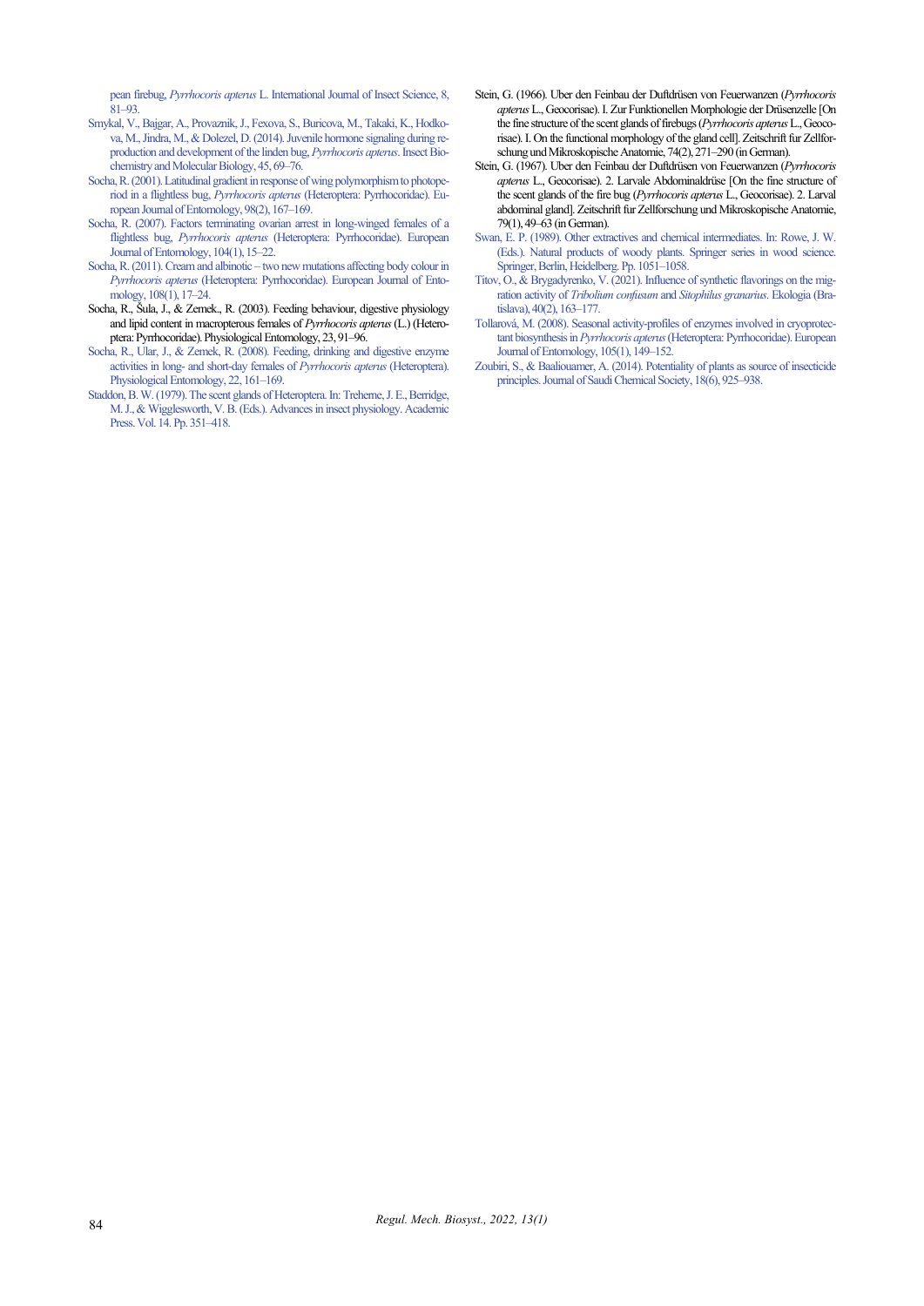pean firebug, *Pyrrhocoris apterus* L. International Journal of Insect Science, 8, 81–93.

Smykal, V., Bajgar, A., Provaznik, J., Fexova, S., Buricova, M., Takaki, K., Hodkova, M., Jindra, M., & Dolezel, D. (2014). Juvenile hormone signaling during reproduction and development of the linden bug, *Pyrrhocoris apterus*. Insect Biochemistry and Molecular Biology, 45, 69–76.

Socha, R. (2001). Latitudinal gradient in response of wing polymorphism to photoperiod in a flightless bug, *Pyrrhocoris apterus* (Heteroptera: Pyrrhocoridae). European Journal of Entomology, 98(2), 167–169.

Socha, R. (2007). Factors terminating ovarian arrest in long-winged females of a flightless bug, *Pyrrhocoris apterus* (Heteroptera: Pyrrhocoridae). European Journal of Entomology, 104(1), 15–22.

Socha, R. (2011). Cream and albinotic – two new mutations affecting body colour in *Pyrrhocoris apterus* (Heteroptera: Pyrrhocoridae). European Journal of Entomology, 108(1), 17–24.

Socha, R., Šula, J., & Zemek., R. (2003). Feeding behaviour, digestive physiology and lipid content in macropterous females of *Pyrrhocoris apterus* (L.) (Heteroptera: Pyrrhocoridae). Physiological Entomology, 23, 91–96.

Socha, R., Ular, J., & Zemek, R. (2008). Feeding, drinking and digestive enzyme activities in long- and short-day females of *Pyrrhocoris apterus* (Heteroptera). Physiological Entomology, 22, 161–169.

Staddon, B. W. (1979). The scent glands of Heteroptera. In: Treherne, J. E., Berridge, M. J., & Wigglesworth, V. B. (Eds.). Advances in insect physiology. Academic Press. Vol. 14. Pp. 351–418.

Stein, G. (1966). Uber den Feinbau der Duftdrüsen von Feuerwanzen (*Pyrrhocoris apterus* L., Geocorisae). I. Zur Funktionellen Morphologie der Drüsenzelle [On the fine structure of the scent glands of firebugs (*Pyrrhocoris apterus* L., Geocorisae). I. On the functional morphology of the gland cell]. Zeitschrift fur Zellforschung und Mikroskopische Anatomie, 74(2), 271–290 (in German).

Stein, G. (1967). Uber den Feinbau der Duftdrüsen von Feuerwanzen (*Pyrrhocoris apterus* L., Geocorisae). 2. Larvale Abdominaldrüse [On the fine structure of the scent glands of the fire bug (*Pyrrhocoris apterus* L., Geocorisae). 2. Larval abdominal gland]. Zeitschrift fur Zellforschung und Mikroskopische Anatomie, 79(1), 49–63 (in German).

Swan, E. P. (1989). Other extractives and chemical intermediates. In: Rowe, J. W. (Eds.). Natural products of woody plants. Springer series in wood science. Springer, Berlin, Heidelberg. Pp. 1051–1058.

Titov, O., & Brygadyrenko, V. (2021). Influence of synthetic flavorings on the migration activity of *Tribolium confusum* and *Sitophilus granarius*. Ekologia (Bratislava), 40(2), 163–177.

Tollarová, M. (2008). Seasonal activity-profiles of enzymes involved in cryoprotectant biosynthesis in *Pyrrhocoris apterus* (Heteroptera: Pyrrhocoridae). European Journal of Entomology, 105(1), 149–152.

Zoubiri, S., & Baaliouamer, A. (2014). Potentiality of plants as source of insecticide principles. Journal of Saudi Chemical Society, 18(6), 925–938.